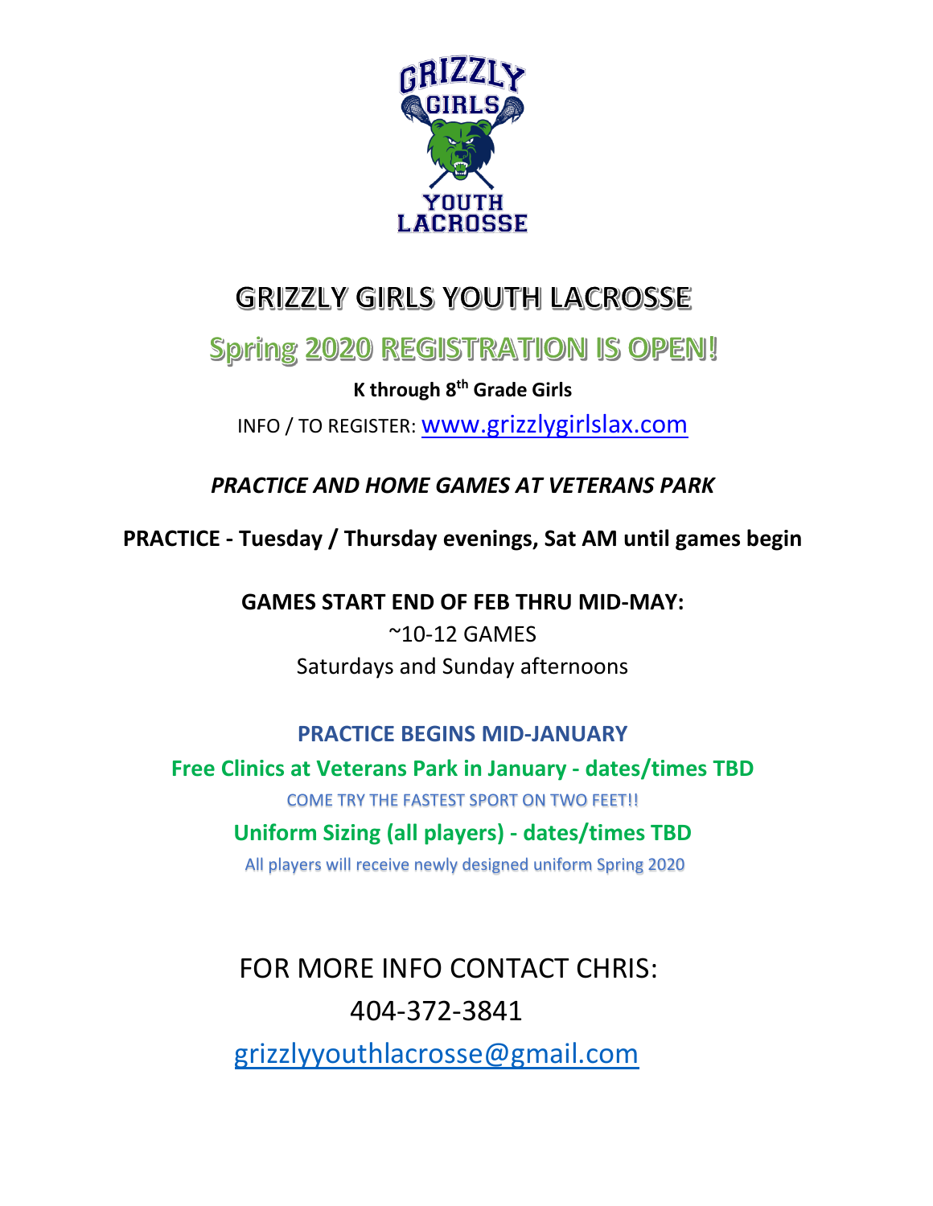# GRIZZLY GIRLS YOUTH LACROSSE

## Spring 2020 REGISTRATION IS OPEN!

**K through 8th Grade Girls**

INFO / TO REGISTER: www.grizzlygirlslax.com

***PRACTICE AND HOME GAMES AT VETERANS PARK***

**PRACTICE - Tuesday / Thursday evenings, Sat AM until games begin**

**GAMES START END OF FEB THRU MID-MAY:**

~10-12 GAMES

Saturdays and Sunday afternoons

**PRACTICE BEGINS MID-JANUARY**

**Free Clinics at Veterans Park in January - dates/times TBD**

COME TRY THE FASTEST SPORT ON TWO FEET!!

**Uniform Sizing (all players) - dates/times TBD**

All players will receive newly designed uniform Spring 2020

FOR MORE INFO CONTACT CHRIS:

404-372-3841

grizzlyyouthlacrosse@gmail.com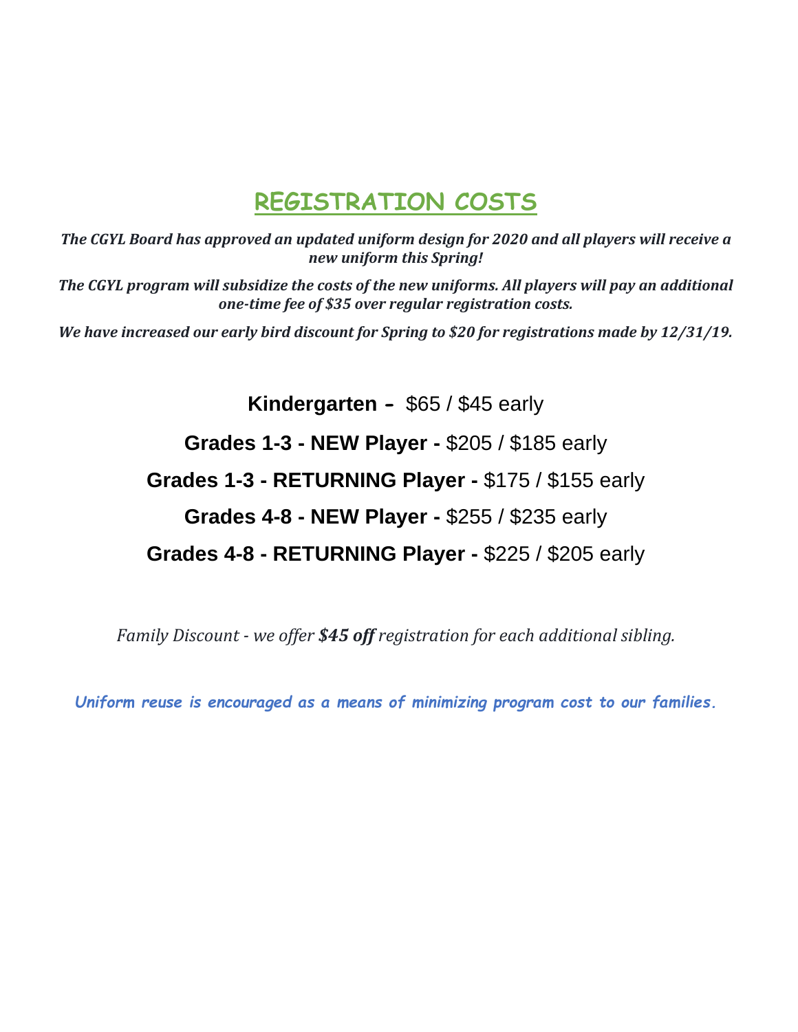# REGISTRATION COSTS

***The CGYL Board has approved an updated uniform design for 2020 and all players will receive a new uniform this Spring!***

***The CGYL program will subsidize the costs of the new uniforms. All players will pay an additional one-time fee of $35 over regular registration costs.***

***We have increased our early bird discount for Spring to $20 for registrations made by 12/31/19.***

**Kindergarten –** $65 / $45 early

**Grades 1-3 - NEW Player -** $205 / $185 early

**Grades 1-3 - RETURNING Player -** $175 / $155 early

**Grades 4-8 - NEW Player -** $255 / $235 early

**Grades 4-8 - RETURNING Player -** $225 / $205 early

*Family Discount - we offer* ***$45 off*** *registration for each additional sibling.*

***Uniform reuse is encouraged as a means of minimizing program cost to our families.***